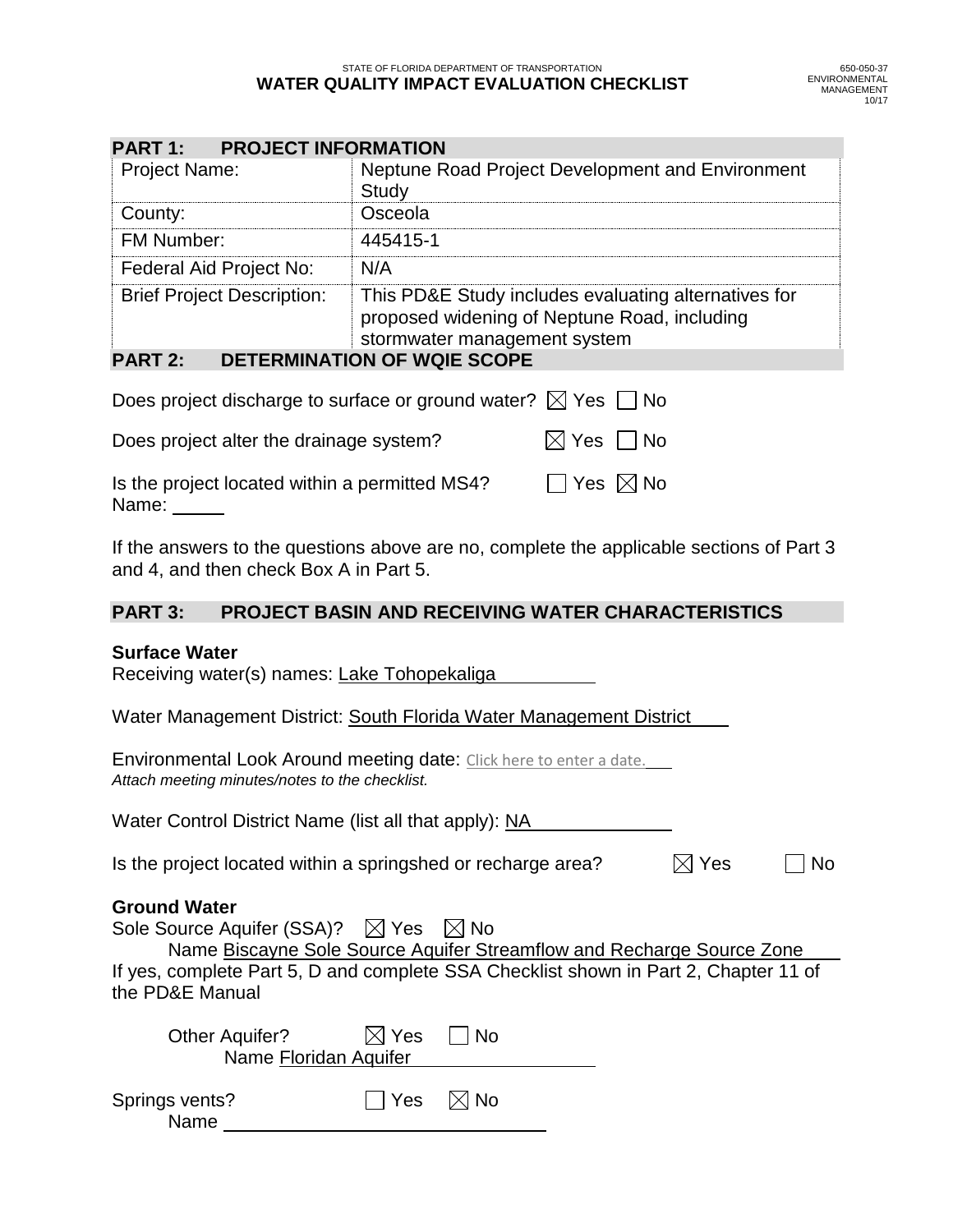STATE OF FLORIDA DEPARTMENT OF TRANSPORTATION

# WATER QUALITY IMPACT EVALUATION CHECKLIST

650-050-37
ENVIRONMENTAL MANAGEMENT
10/17

## PART 1: PROJECT INFORMATION

| | |
|---|---|
| Project Name: | Neptune Road Project Development and Environment Study |
| County: | Osceola |
| FM Number: | 445415-1 |
| Federal Aid Project No: | N/A |
| Brief Project Description: | This PD&E Study includes evaluating alternatives for proposed widening of Neptune Road, including stormwater management system |

## PART 2: DETERMINATION OF WQIE SCOPE

Does project discharge to surface or ground water? ☒ Yes ☐ No

Does project alter the drainage system? ☒ Yes ☐ No

Is the project located within a permitted MS4? ☐ Yes ☒ No
Name: ______

If the answers to the questions above are no, complete the applicable sections of Part 3 and 4, and then check Box A in Part 5.

## PART 3: PROJECT BASIN AND RECEIVING WATER CHARACTERISTICS

### Surface Water

Receiving water(s) names: Lake Tohopekaliga

Water Management District: South Florida Water Management District

Environmental Look Around meeting date: Click here to enter a date.
*Attach meeting minutes/notes to the checklist.*

Water Control District Name (list all that apply): NA

Is the project located within a springshed or recharge area? ☒ Yes ☐ No

### Ground Water

Sole Source Aquifer (SSA)? ☒ Yes ☒ No
Name Biscayne Sole Source Aquifer Streamflow and Recharge Source Zone
If yes, complete Part 5, D and complete SSA Checklist shown in Part 2, Chapter 11 of the PD&E Manual

Other Aquifer? ☒ Yes ☐ No
Name Floridan Aquifer

Springs vents? ☐ Yes ☒ No
Name ______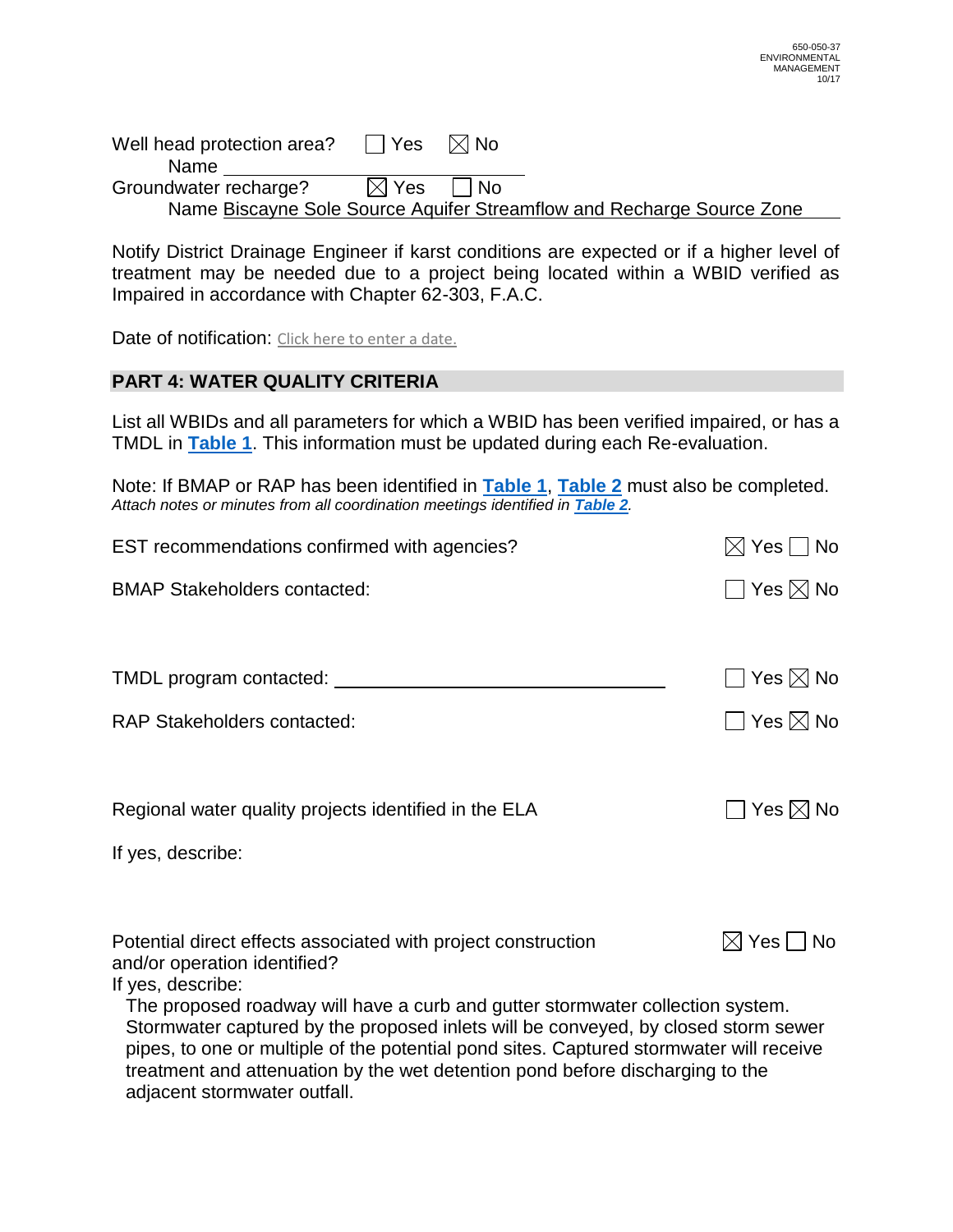Well head protection area? ☐ Yes ☒ No
Name ______________________

Groundwater recharge? ☒ Yes ☐ No
Name Biscayne Sole Source Aquifer Streamflow and Recharge Source Zone

Notify District Drainage Engineer if karst conditions are expected or if a higher level of treatment may be needed due to a project being located within a WBID verified as Impaired in accordance with Chapter 62-303, F.A.C.

Date of notification: Click here to enter a date.

## PART 4: WATER QUALITY CRITERIA

List all WBIDs and all parameters for which a WBID has been verified impaired, or has a TMDL in **Table 1**. This information must be updated during each Re-evaluation.

Note: If BMAP or RAP has been identified in **Table 1**, **Table 2** must also be completed.
*Attach notes or minutes from all coordination meetings identified in **Table 2**.*

EST recommendations confirmed with agencies? ☒ Yes ☐ No

BMAP Stakeholders contacted: ☐ Yes ☒ No

TMDL program contacted: ______________________ ☐ Yes ☒ No

RAP Stakeholders contacted: ☐ Yes ☒ No

Regional water quality projects identified in the ELA ☐ Yes ☒ No

If yes, describe:

Potential direct effects associated with project construction and/or operation identified? ☒ Yes ☐ No

If yes, describe:

The proposed roadway will have a curb and gutter stormwater collection system. Stormwater captured by the proposed inlets will be conveyed, by closed storm sewer pipes, to one or multiple of the potential pond sites. Captured stormwater will receive treatment and attenuation by the wet detention pond before discharging to the adjacent stormwater outfall.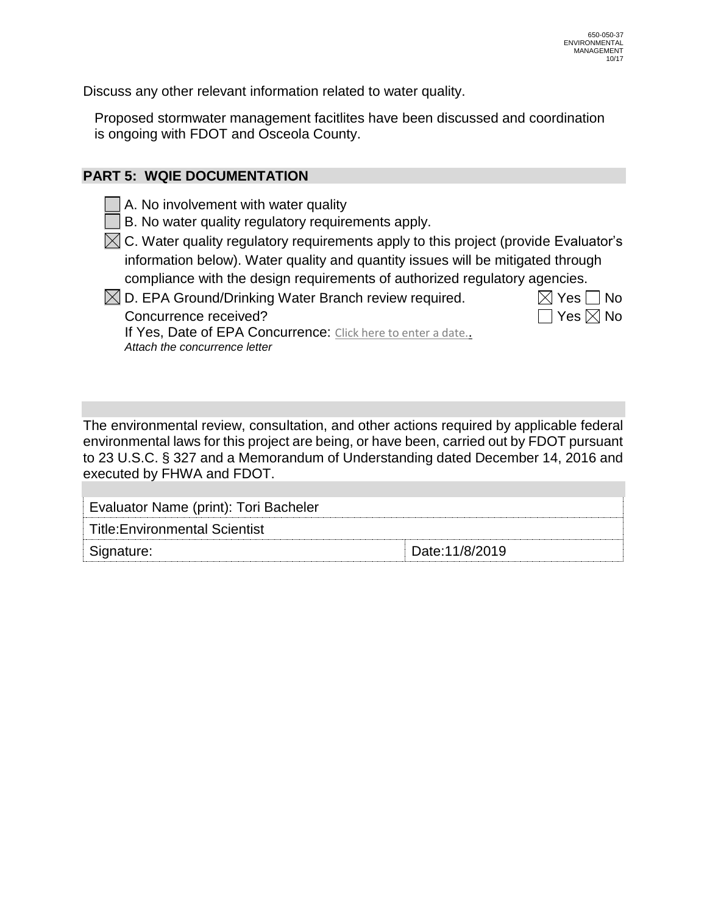Discuss any other relevant information related to water quality.

Proposed stormwater management facitlites have been discussed and coordination is ongoing with FDOT and Osceola County.

## PART 5: WQIE DOCUMENTATION

- ☐ A. No involvement with water quality
- ☐ B. No water quality regulatory requirements apply.
- ☒ C. Water quality regulatory requirements apply to this project (provide Evaluator's information below). Water quality and quantity issues will be mitigated through compliance with the design requirements of authorized regulatory agencies.
- ☒ D. EPA Ground/Drinking Water Branch review required. ☒ Yes ☐ No
  Concurrence received? ☐ Yes ☒ No
  If Yes, Date of EPA Concurrence: Click here to enter a date..
  *Attach the concurrence letter*

The environmental review, consultation, and other actions required by applicable federal environmental laws for this project are being, or have been, carried out by FDOT pursuant to 23 U.S.C. § 327 and a Memorandum of Understanding dated December 14, 2016 and executed by FHWA and FDOT.

| Evaluator Name (print): Tori Bacheler | |
|---|---|
| Title:Environmental Scientist | |
| Signature: | Date:11/8/2019 |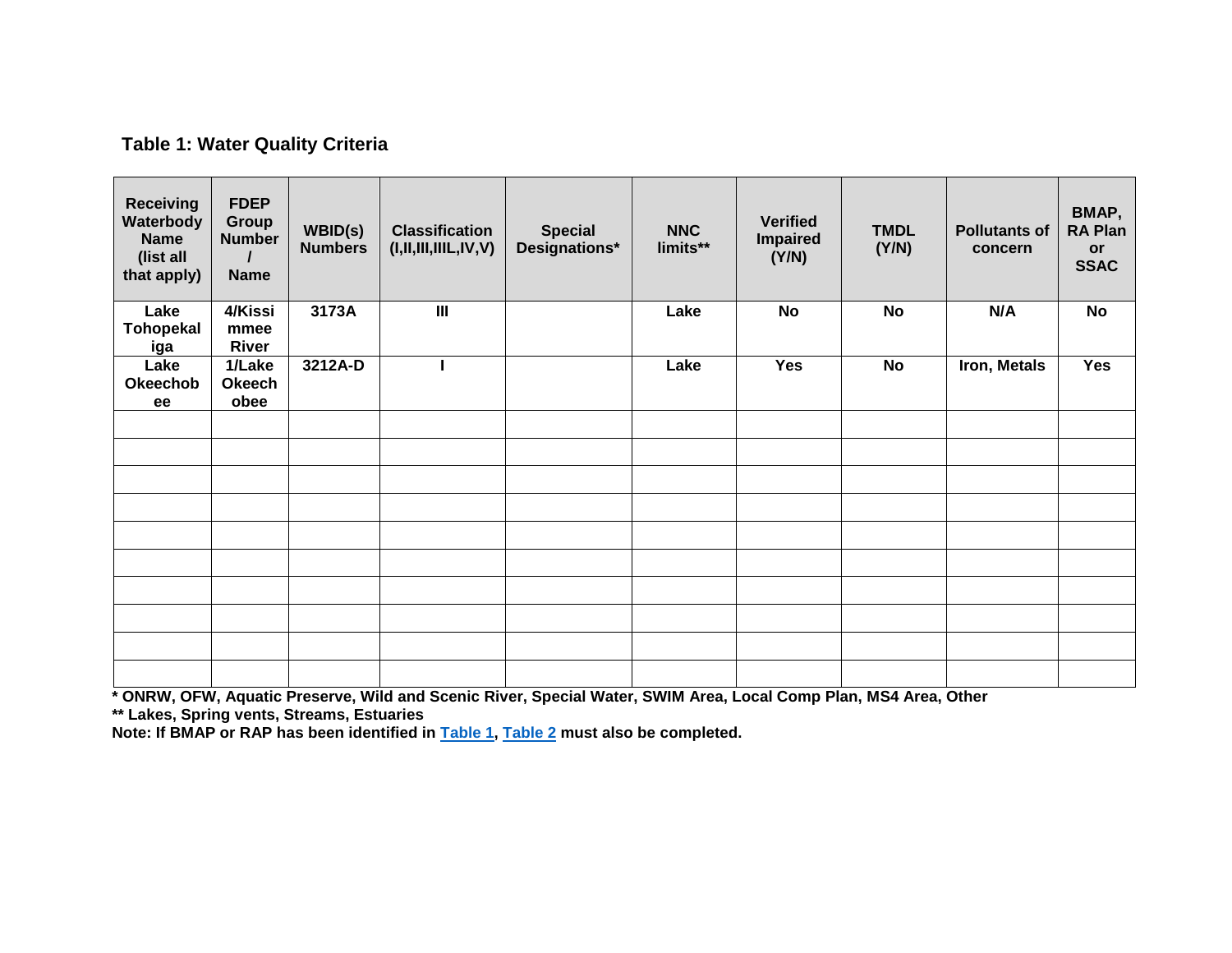### Table 1: Water Quality Criteria

| Receiving Waterbody Name (list all that apply) | FDEP Group Number / Name | WBID(s) Numbers | Classification (I,II,III,IIIL,IV,V) | Special Designations* | NNC limits** | Verified Impaired (Y/N) | TMDL (Y/N) | Pollutants of concern | BMAP, RA Plan or SSAC |
|---|---|---|---|---|---|---|---|---|---|
| Lake Tohopekaliga | 4/Kissimmee River | 3173A | III | | Lake | No | No | N/A | No |
| Lake Okeechobee | 1/Lake Okeechobee | 3212A-D | I | | Lake | Yes | No | Iron, Metals | Yes |
| | | | | | | | | | |
| | | | | | | | | | |
| | | | | | | | | | |
| | | | | | | | | | |
| | | | | | | | | | |
| | | | | | | | | | |
| | | | | | | | | | |
| | | | | | | | | | |
| | | | | | | | | | |
| | | | | | | | | | |

**\* ONRW, OFW, Aquatic Preserve, Wild and Scenic River, Special Water, SWIM Area, Local Comp Plan, MS4 Area, Other**
**\*\* Lakes, Spring vents, Streams, Estuaries**
**Note: If BMAP or RAP has been identified in Table 1, Table 2 must also be completed.**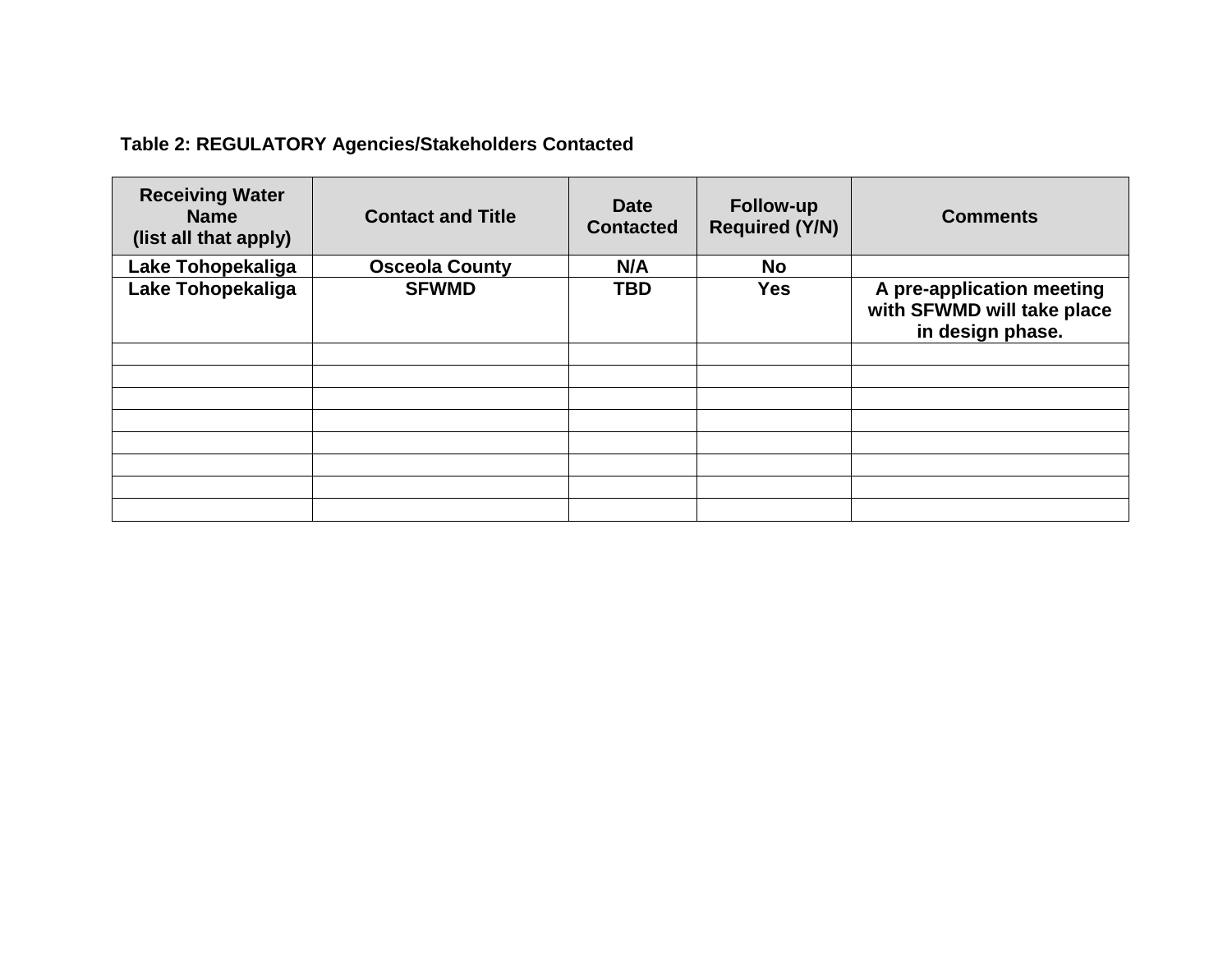**Table 2: REGULATORY Agencies/Stakeholders Contacted**

| Receiving Water Name (list all that apply) | Contact and Title | Date Contacted | Follow-up Required (Y/N) | Comments |
|---|---|---|---|---|
| Lake Tohopekaliga | Osceola County | N/A | No | |
| Lake Tohopekaliga | SFWMD | TBD | Yes | A pre-application meeting with SFWMD will take place in design phase. |
| | | | | |
| | | | | |
| | | | | |
| | | | | |
| | | | | |
| | | | | |
| | | | | |
| | | | | |